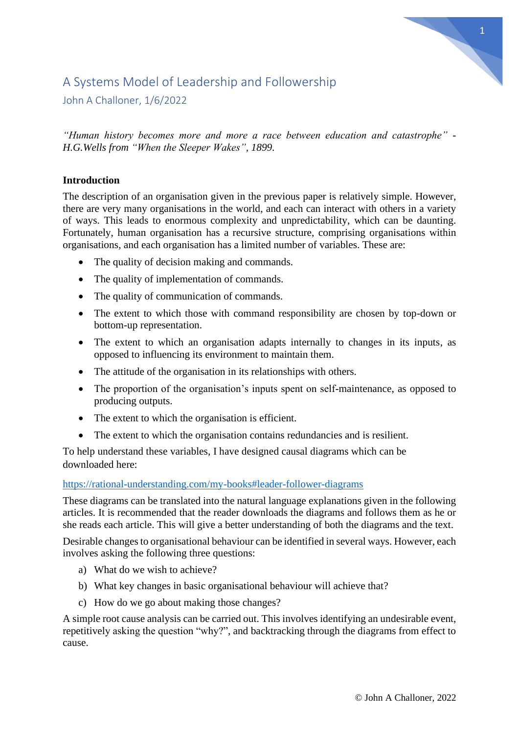# A Systems Model of Leadership and Followership

John A Challoner, 1/6/2022

*"Human history becomes more and more a race between education and catastrophe" - H.G.Wells from "When the Sleeper Wakes", 1899.*

**Introduction**

The description of an organisation given in the previous paper is relatively simple. However, there are very many organisations in the world, and each can interact with others in a variety of ways. This leads to enormous complexity and unpredictability, which can be daunting. Fortunately, human organisation has a recursive structure, comprising organisations within organisations, and each organisation has a limited number of variables. These are:

- The quality of decision making and commands.
- The quality of implementation of commands.
- The quality of communication of commands.
- The extent to which those with command responsibility are chosen by top-down or bottom-up representation.
- The extent to which an organisation adapts internally to changes in its inputs, as opposed to influencing its environment to maintain them.
- The attitude of the organisation in its relationships with others.
- The proportion of the organisation's inputs spent on self-maintenance, as opposed to producing outputs.
- The extent to which the organisation is efficient.
- The extent to which the organisation contains redundancies and is resilient.

To help understand these variables, I have designed causal diagrams which can be downloaded here:

https://rational-understanding.com/my-books#leader-follower-diagrams

These diagrams can be translated into the natural language explanations given in the following articles. It is recommended that the reader downloads the diagrams and follows them as he or she reads each article. This will give a better understanding of both the diagrams and the text.

Desirable changes to organisational behaviour can be identified in several ways. However, each involves asking the following three questions:

a) What do we wish to achieve?
b) What key changes in basic organisational behaviour will achieve that?
c) How do we go about making those changes?

A simple root cause analysis can be carried out. This involves identifying an undesirable event, repetitively asking the question "why?", and backtracking through the diagrams from effect to cause.

© John A Challoner, 2022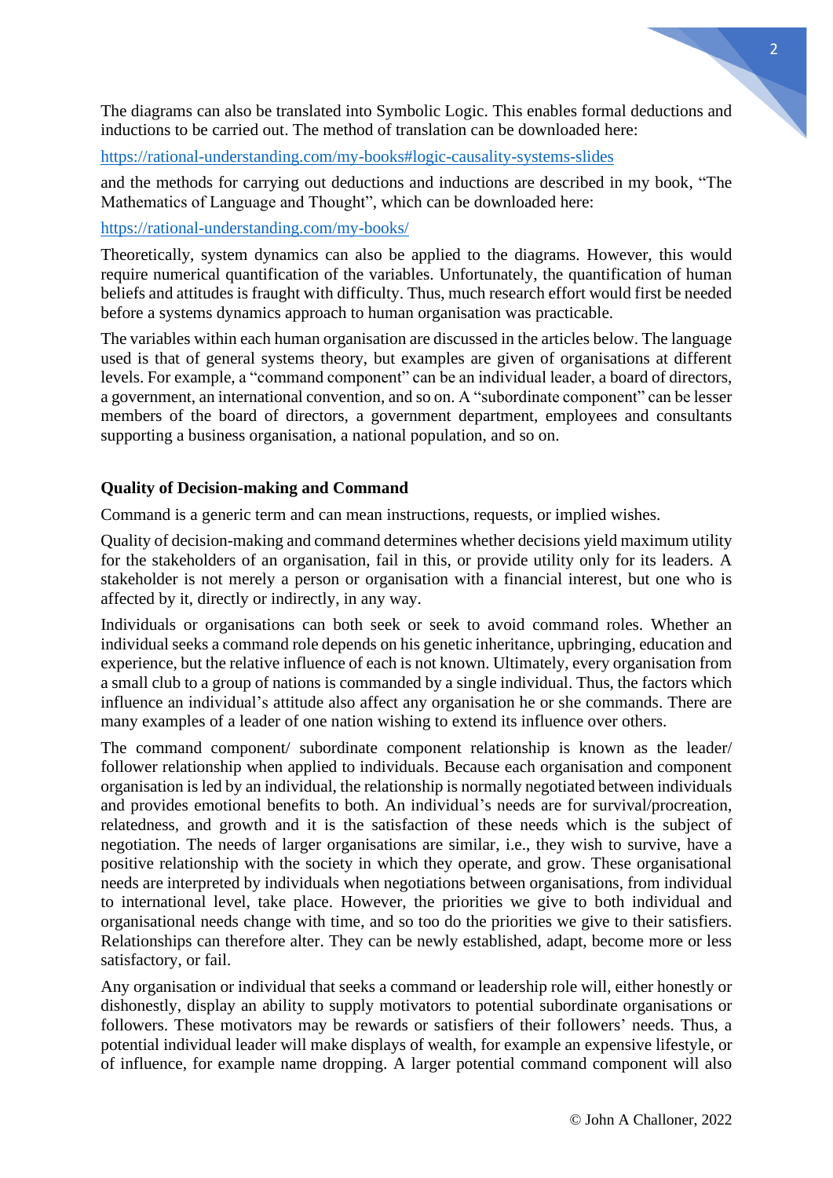The diagrams can also be translated into Symbolic Logic. This enables formal deductions and inductions to be carried out. The method of translation can be downloaded here:

https://rational-understanding.com/my-books#logic-causality-systems-slides

and the methods for carrying out deductions and inductions are described in my book, "The Mathematics of Language and Thought", which can be downloaded here:

https://rational-understanding.com/my-books/

Theoretically, system dynamics can also be applied to the diagrams. However, this would require numerical quantification of the variables. Unfortunately, the quantification of human beliefs and attitudes is fraught with difficulty. Thus, much research effort would first be needed before a systems dynamics approach to human organisation was practicable.

The variables within each human organisation are discussed in the articles below. The language used is that of general systems theory, but examples are given of organisations at different levels. For example, a "command component" can be an individual leader, a board of directors, a government, an international convention, and so on. A "subordinate component" can be lesser members of the board of directors, a government department, employees and consultants supporting a business organisation, a national population, and so on.

**Quality of Decision-making and Command**

Command is a generic term and can mean instructions, requests, or implied wishes.

Quality of decision-making and command determines whether decisions yield maximum utility for the stakeholders of an organisation, fail in this, or provide utility only for its leaders. A stakeholder is not merely a person or organisation with a financial interest, but one who is affected by it, directly or indirectly, in any way.

Individuals or organisations can both seek or seek to avoid command roles. Whether an individual seeks a command role depends on his genetic inheritance, upbringing, education and experience, but the relative influence of each is not known. Ultimately, every organisation from a small club to a group of nations is commanded by a single individual. Thus, the factors which influence an individual's attitude also affect any organisation he or she commands. There are many examples of a leader of one nation wishing to extend its influence over others.

The command component/ subordinate component relationship is known as the leader/ follower relationship when applied to individuals. Because each organisation and component organisation is led by an individual, the relationship is normally negotiated between individuals and provides emotional benefits to both. An individual's needs are for survival/procreation, relatedness, and growth and it is the satisfaction of these needs which is the subject of negotiation. The needs of larger organisations are similar, i.e., they wish to survive, have a positive relationship with the society in which they operate, and grow. These organisational needs are interpreted by individuals when negotiations between organisations, from individual to international level, take place. However, the priorities we give to both individual and organisational needs change with time, and so too do the priorities we give to their satisfiers. Relationships can therefore alter. They can be newly established, adapt, become more or less satisfactory, or fail.

Any organisation or individual that seeks a command or leadership role will, either honestly or dishonestly, display an ability to supply motivators to potential subordinate organisations or followers. These motivators may be rewards or satisfiers of their followers' needs. Thus, a potential individual leader will make displays of wealth, for example an expensive lifestyle, or of influence, for example name dropping. A larger potential command component will also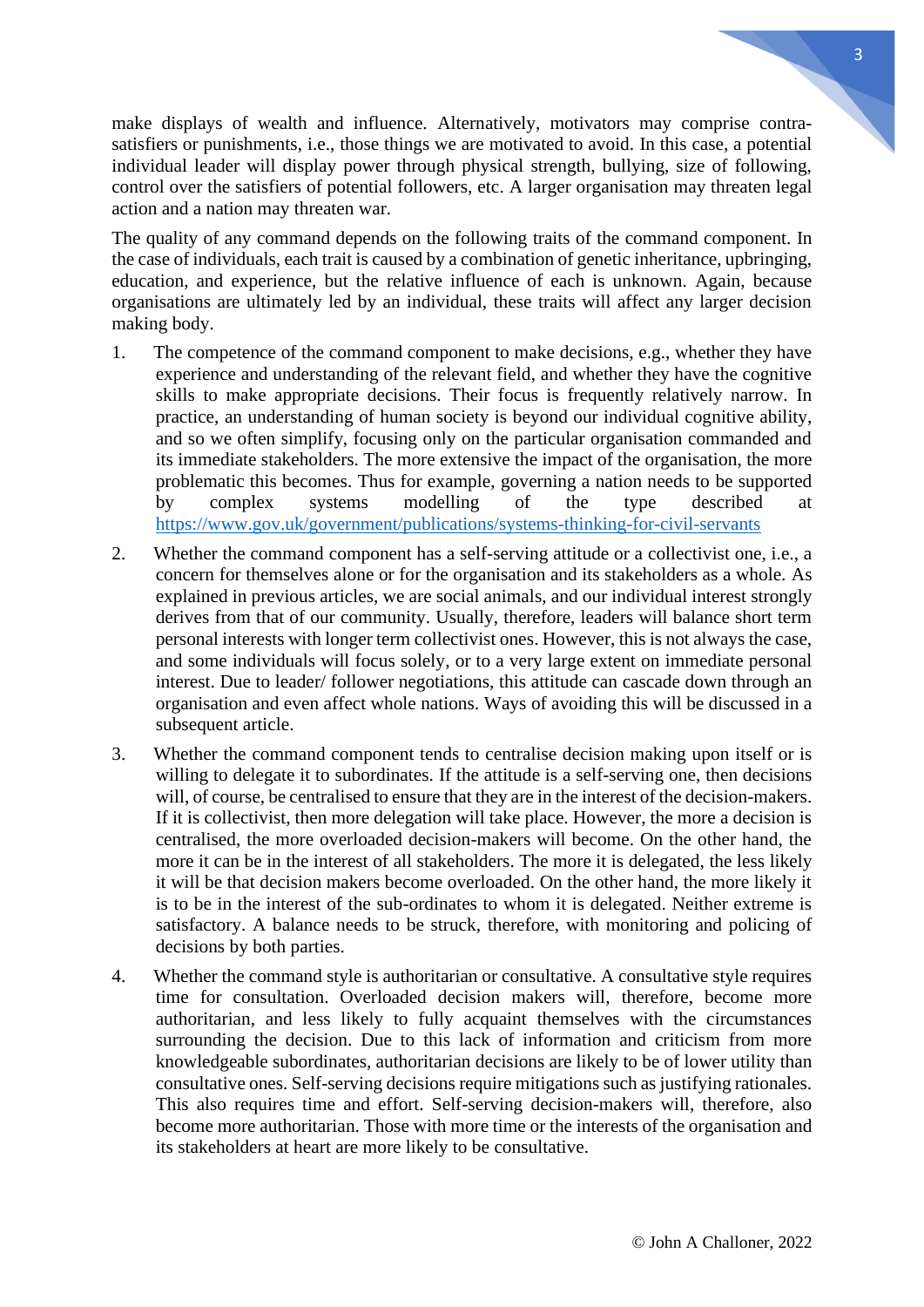make displays of wealth and influence. Alternatively, motivators may comprise contra-satisfiers or punishments, i.e., those things we are motivated to avoid. In this case, a potential individual leader will display power through physical strength, bullying, size of following, control over the satisfiers of potential followers, etc. A larger organisation may threaten legal action and a nation may threaten war.

The quality of any command depends on the following traits of the command component. In the case of individuals, each trait is caused by a combination of genetic inheritance, upbringing, education, and experience, but the relative influence of each is unknown. Again, because organisations are ultimately led by an individual, these traits will affect any larger decision making body.

1. The competence of the command component to make decisions, e.g., whether they have experience and understanding of the relevant field, and whether they have the cognitive skills to make appropriate decisions. Their focus is frequently relatively narrow. In practice, an understanding of human society is beyond our individual cognitive ability, and so we often simplify, focusing only on the particular organisation commanded and its immediate stakeholders. The more extensive the impact of the organisation, the more problematic this becomes. Thus for example, governing a nation needs to be supported by complex systems modelling of the type described at https://www.gov.uk/government/publications/systems-thinking-for-civil-servants

2. Whether the command component has a self-serving attitude or a collectivist one, i.e., a concern for themselves alone or for the organisation and its stakeholders as a whole. As explained in previous articles, we are social animals, and our individual interest strongly derives from that of our community. Usually, therefore, leaders will balance short term personal interests with longer term collectivist ones. However, this is not always the case, and some individuals will focus solely, or to a very large extent on immediate personal interest. Due to leader/ follower negotiations, this attitude can cascade down through an organisation and even affect whole nations. Ways of avoiding this will be discussed in a subsequent article.

3. Whether the command component tends to centralise decision making upon itself or is willing to delegate it to subordinates. If the attitude is a self-serving one, then decisions will, of course, be centralised to ensure that they are in the interest of the decision-makers. If it is collectivist, then more delegation will take place. However, the more a decision is centralised, the more overloaded decision-makers will become. On the other hand, the more it can be in the interest of all stakeholders. The more it is delegated, the less likely it will be that decision makers become overloaded. On the other hand, the more likely it is to be in the interest of the sub-ordinates to whom it is delegated. Neither extreme is satisfactory. A balance needs to be struck, therefore, with monitoring and policing of decisions by both parties.

4. Whether the command style is authoritarian or consultative. A consultative style requires time for consultation. Overloaded decision makers will, therefore, become more authoritarian, and less likely to fully acquaint themselves with the circumstances surrounding the decision. Due to this lack of information and criticism from more knowledgeable subordinates, authoritarian decisions are likely to be of lower utility than consultative ones. Self-serving decisions require mitigations such as justifying rationales. This also requires time and effort. Self-serving decision-makers will, therefore, also become more authoritarian. Those with more time or the interests of the organisation and its stakeholders at heart are more likely to be consultative.

© John A Challoner, 2022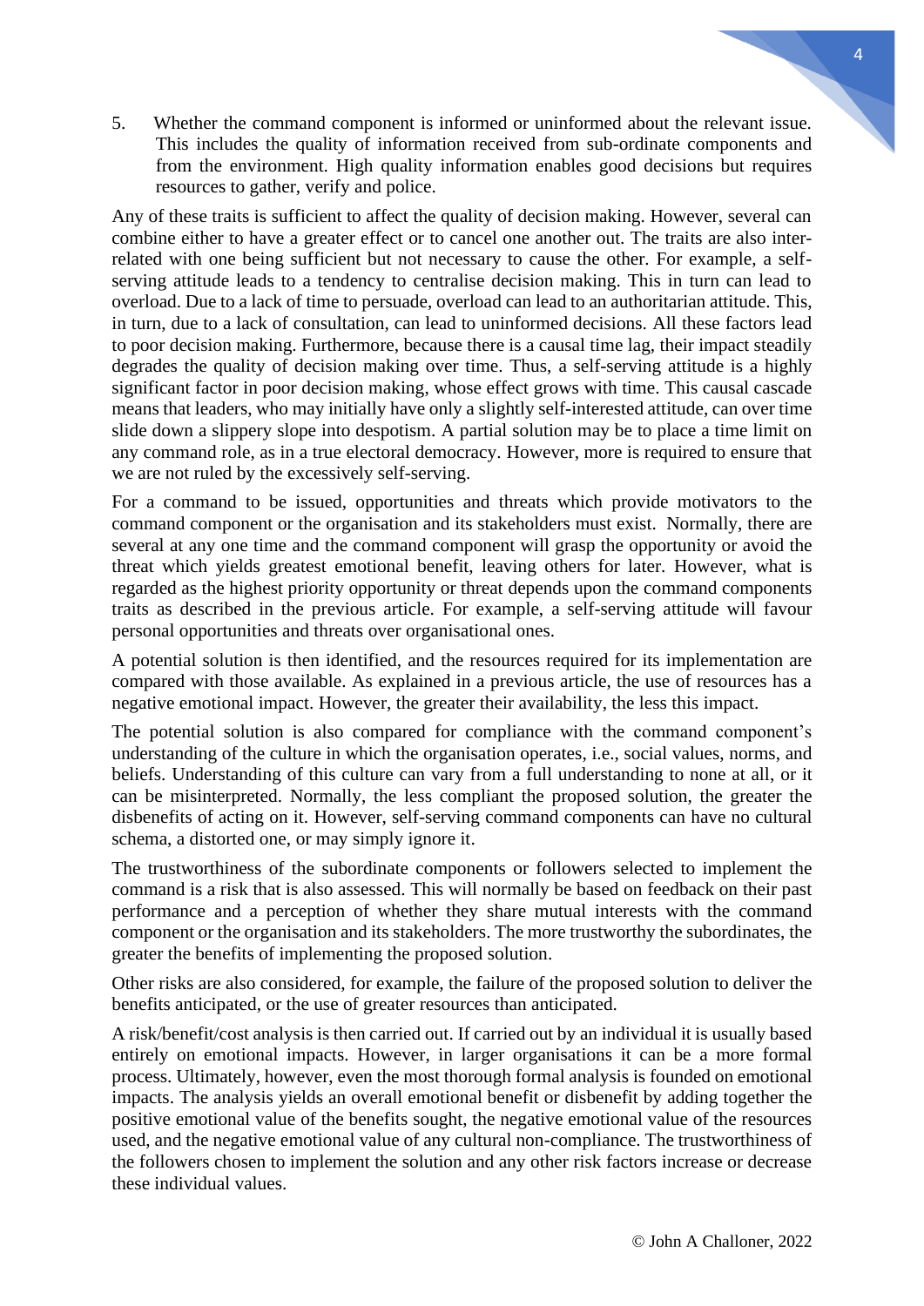5. Whether the command component is informed or uninformed about the relevant issue. This includes the quality of information received from sub-ordinate components and from the environment. High quality information enables good decisions but requires resources to gather, verify and police.

Any of these traits is sufficient to affect the quality of decision making. However, several can combine either to have a greater effect or to cancel one another out. The traits are also inter-related with one being sufficient but not necessary to cause the other. For example, a self-serving attitude leads to a tendency to centralise decision making. This in turn can lead to overload. Due to a lack of time to persuade, overload can lead to an authoritarian attitude. This, in turn, due to a lack of consultation, can lead to uninformed decisions. All these factors lead to poor decision making. Furthermore, because there is a causal time lag, their impact steadily degrades the quality of decision making over time. Thus, a self-serving attitude is a highly significant factor in poor decision making, whose effect grows with time. This causal cascade means that leaders, who may initially have only a slightly self-interested attitude, can over time slide down a slippery slope into despotism. A partial solution may be to place a time limit on any command role, as in a true electoral democracy. However, more is required to ensure that we are not ruled by the excessively self-serving.

For a command to be issued, opportunities and threats which provide motivators to the command component or the organisation and its stakeholders must exist. Normally, there are several at any one time and the command component will grasp the opportunity or avoid the threat which yields greatest emotional benefit, leaving others for later. However, what is regarded as the highest priority opportunity or threat depends upon the command components traits as described in the previous article. For example, a self-serving attitude will favour personal opportunities and threats over organisational ones.

A potential solution is then identified, and the resources required for its implementation are compared with those available. As explained in a previous article, the use of resources has a negative emotional impact. However, the greater their availability, the less this impact.

The potential solution is also compared for compliance with the command component's understanding of the culture in which the organisation operates, i.e., social values, norms, and beliefs. Understanding of this culture can vary from a full understanding to none at all, or it can be misinterpreted. Normally, the less compliant the proposed solution, the greater the disbenefits of acting on it. However, self-serving command components can have no cultural schema, a distorted one, or may simply ignore it.

The trustworthiness of the subordinate components or followers selected to implement the command is a risk that is also assessed. This will normally be based on feedback on their past performance and a perception of whether they share mutual interests with the command component or the organisation and its stakeholders. The more trustworthy the subordinates, the greater the benefits of implementing the proposed solution.

Other risks are also considered, for example, the failure of the proposed solution to deliver the benefits anticipated, or the use of greater resources than anticipated.

A risk/benefit/cost analysis is then carried out. If carried out by an individual it is usually based entirely on emotional impacts. However, in larger organisations it can be a more formal process. Ultimately, however, even the most thorough formal analysis is founded on emotional impacts. The analysis yields an overall emotional benefit or disbenefit by adding together the positive emotional value of the benefits sought, the negative emotional value of the resources used, and the negative emotional value of any cultural non-compliance. The trustworthiness of the followers chosen to implement the solution and any other risk factors increase or decrease these individual values.

© John A Challoner, 2022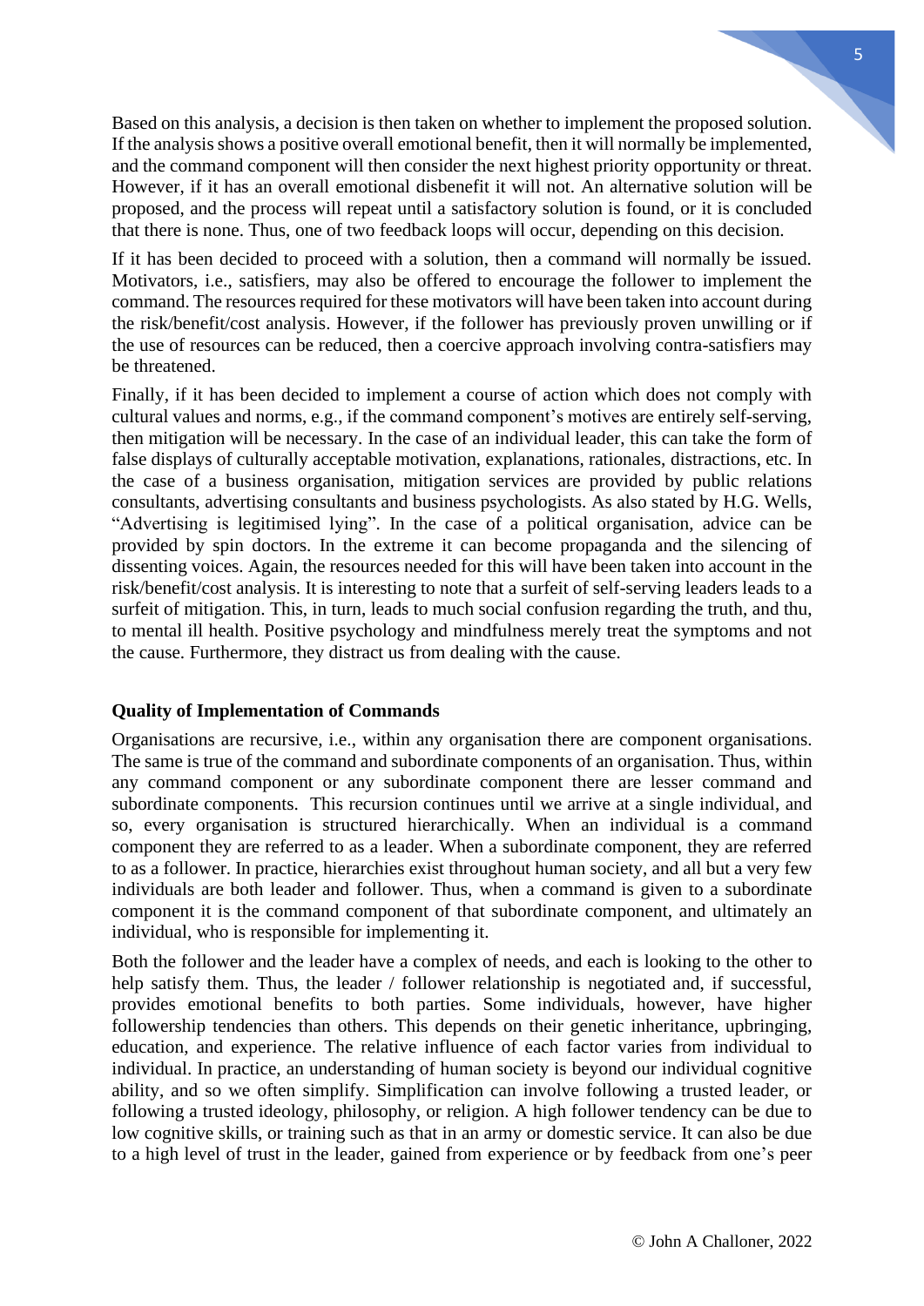Based on this analysis, a decision is then taken on whether to implement the proposed solution. If the analysis shows a positive overall emotional benefit, then it will normally be implemented, and the command component will then consider the next highest priority opportunity or threat. However, if it has an overall emotional disbenefit it will not. An alternative solution will be proposed, and the process will repeat until a satisfactory solution is found, or it is concluded that there is none. Thus, one of two feedback loops will occur, depending on this decision.

If it has been decided to proceed with a solution, then a command will normally be issued. Motivators, i.e., satisfiers, may also be offered to encourage the follower to implement the command. The resources required for these motivators will have been taken into account during the risk/benefit/cost analysis. However, if the follower has previously proven unwilling or if the use of resources can be reduced, then a coercive approach involving contra-satisfiers may be threatened.

Finally, if it has been decided to implement a course of action which does not comply with cultural values and norms, e.g., if the command component's motives are entirely self-serving, then mitigation will be necessary. In the case of an individual leader, this can take the form of false displays of culturally acceptable motivation, explanations, rationales, distractions, etc. In the case of a business organisation, mitigation services are provided by public relations consultants, advertising consultants and business psychologists. As also stated by H.G. Wells, "Advertising is legitimised lying". In the case of a political organisation, advice can be provided by spin doctors. In the extreme it can become propaganda and the silencing of dissenting voices. Again, the resources needed for this will have been taken into account in the risk/benefit/cost analysis. It is interesting to note that a surfeit of self-serving leaders leads to a surfeit of mitigation. This, in turn, leads to much social confusion regarding the truth, and thu, to mental ill health. Positive psychology and mindfulness merely treat the symptoms and not the cause. Furthermore, they distract us from dealing with the cause.

**Quality of Implementation of Commands**

Organisations are recursive, i.e., within any organisation there are component organisations. The same is true of the command and subordinate components of an organisation. Thus, within any command component or any subordinate component there are lesser command and subordinate components. This recursion continues until we arrive at a single individual, and so, every organisation is structured hierarchically. When an individual is a command component they are referred to as a leader. When a subordinate component, they are referred to as a follower. In practice, hierarchies exist throughout human society, and all but a very few individuals are both leader and follower. Thus, when a command is given to a subordinate component it is the command component of that subordinate component, and ultimately an individual, who is responsible for implementing it.

Both the follower and the leader have a complex of needs, and each is looking to the other to help satisfy them. Thus, the leader / follower relationship is negotiated and, if successful, provides emotional benefits to both parties. Some individuals, however, have higher followership tendencies than others. This depends on their genetic inheritance, upbringing, education, and experience. The relative influence of each factor varies from individual to individual. In practice, an understanding of human society is beyond our individual cognitive ability, and so we often simplify. Simplification can involve following a trusted leader, or following a trusted ideology, philosophy, or religion. A high follower tendency can be due to low cognitive skills, or training such as that in an army or domestic service. It can also be due to a high level of trust in the leader, gained from experience or by feedback from one's peer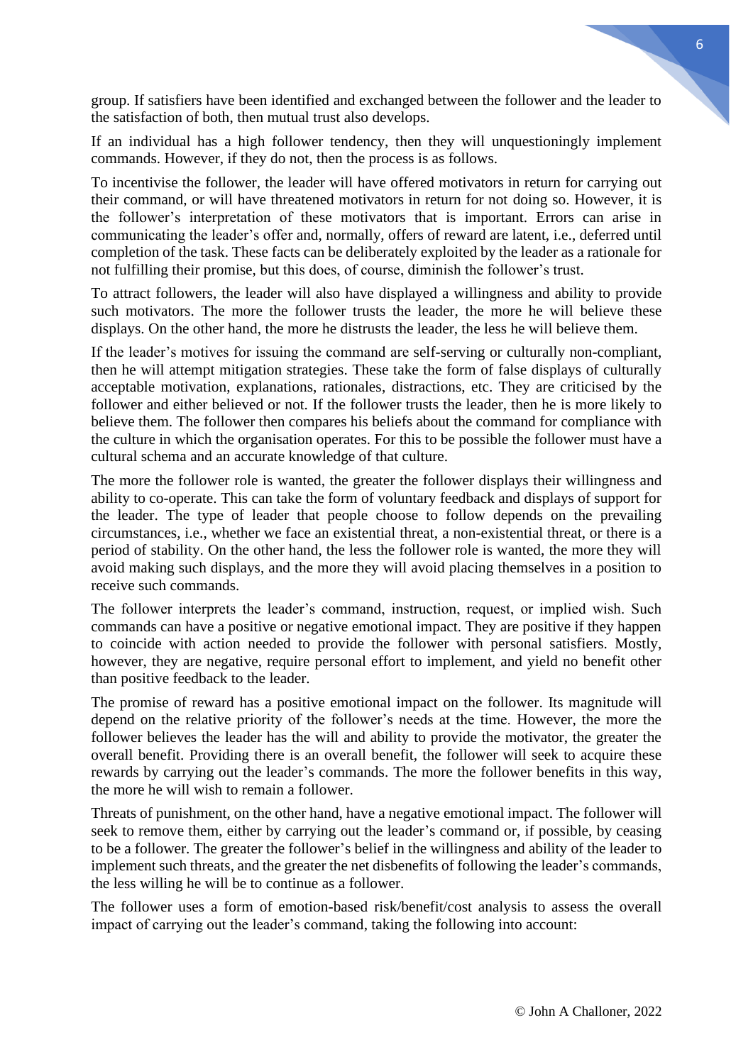group. If satisfiers have been identified and exchanged between the follower and the leader to the satisfaction of both, then mutual trust also develops.

If an individual has a high follower tendency, then they will unquestioningly implement commands. However, if they do not, then the process is as follows.

To incentivise the follower, the leader will have offered motivators in return for carrying out their command, or will have threatened motivators in return for not doing so. However, it is the follower's interpretation of these motivators that is important. Errors can arise in communicating the leader's offer and, normally, offers of reward are latent, i.e., deferred until completion of the task. These facts can be deliberately exploited by the leader as a rationale for not fulfilling their promise, but this does, of course, diminish the follower's trust.

To attract followers, the leader will also have displayed a willingness and ability to provide such motivators. The more the follower trusts the leader, the more he will believe these displays. On the other hand, the more he distrusts the leader, the less he will believe them.

If the leader's motives for issuing the command are self-serving or culturally non-compliant, then he will attempt mitigation strategies. These take the form of false displays of culturally acceptable motivation, explanations, rationales, distractions, etc. They are criticised by the follower and either believed or not. If the follower trusts the leader, then he is more likely to believe them. The follower then compares his beliefs about the command for compliance with the culture in which the organisation operates. For this to be possible the follower must have a cultural schema and an accurate knowledge of that culture.

The more the follower role is wanted, the greater the follower displays their willingness and ability to co-operate. This can take the form of voluntary feedback and displays of support for the leader. The type of leader that people choose to follow depends on the prevailing circumstances, i.e., whether we face an existential threat, a non-existential threat, or there is a period of stability. On the other hand, the less the follower role is wanted, the more they will avoid making such displays, and the more they will avoid placing themselves in a position to receive such commands.

The follower interprets the leader's command, instruction, request, or implied wish. Such commands can have a positive or negative emotional impact. They are positive if they happen to coincide with action needed to provide the follower with personal satisfiers. Mostly, however, they are negative, require personal effort to implement, and yield no benefit other than positive feedback to the leader.

The promise of reward has a positive emotional impact on the follower. Its magnitude will depend on the relative priority of the follower's needs at the time. However, the more the follower believes the leader has the will and ability to provide the motivator, the greater the overall benefit. Providing there is an overall benefit, the follower will seek to acquire these rewards by carrying out the leader's commands. The more the follower benefits in this way, the more he will wish to remain a follower.

Threats of punishment, on the other hand, have a negative emotional impact. The follower will seek to remove them, either by carrying out the leader's command or, if possible, by ceasing to be a follower. The greater the follower's belief in the willingness and ability of the leader to implement such threats, and the greater the net disbenefits of following the leader's commands, the less willing he will be to continue as a follower.

The follower uses a form of emotion-based risk/benefit/cost analysis to assess the overall impact of carrying out the leader's command, taking the following into account: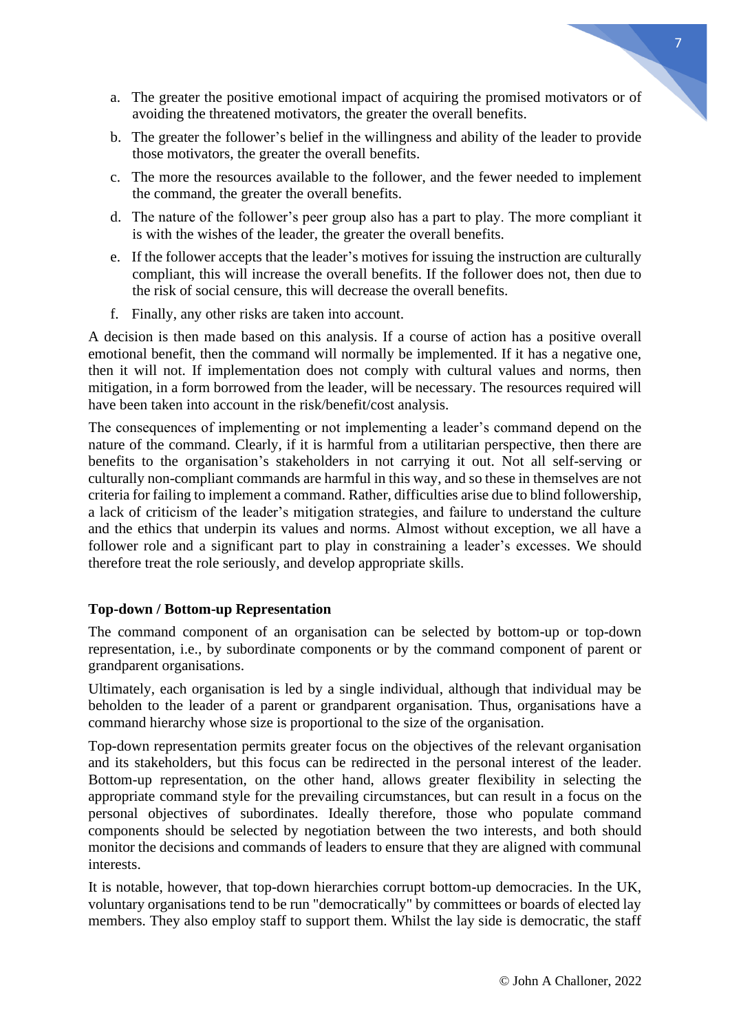a. The greater the positive emotional impact of acquiring the promised motivators or of avoiding the threatened motivators, the greater the overall benefits.

b. The greater the follower's belief in the willingness and ability of the leader to provide those motivators, the greater the overall benefits.

c. The more the resources available to the follower, and the fewer needed to implement the command, the greater the overall benefits.

d. The nature of the follower's peer group also has a part to play. The more compliant it is with the wishes of the leader, the greater the overall benefits.

e. If the follower accepts that the leader's motives for issuing the instruction are culturally compliant, this will increase the overall benefits. If the follower does not, then due to the risk of social censure, this will decrease the overall benefits.

f. Finally, any other risks are taken into account.

A decision is then made based on this analysis. If a course of action has a positive overall emotional benefit, then the command will normally be implemented. If it has a negative one, then it will not. If implementation does not comply with cultural values and norms, then mitigation, in a form borrowed from the leader, will be necessary. The resources required will have been taken into account in the risk/benefit/cost analysis.

The consequences of implementing or not implementing a leader's command depend on the nature of the command. Clearly, if it is harmful from a utilitarian perspective, then there are benefits to the organisation's stakeholders in not carrying it out. Not all self-serving or culturally non-compliant commands are harmful in this way, and so these in themselves are not criteria for failing to implement a command. Rather, difficulties arise due to blind followership, a lack of criticism of the leader's mitigation strategies, and failure to understand the culture and the ethics that underpin its values and norms. Almost without exception, we all have a follower role and a significant part to play in constraining a leader's excesses. We should therefore treat the role seriously, and develop appropriate skills.

## Top-down / Bottom-up Representation

The command component of an organisation can be selected by bottom-up or top-down representation, i.e., by subordinate components or by the command component of parent or grandparent organisations.

Ultimately, each organisation is led by a single individual, although that individual may be beholden to the leader of a parent or grandparent organisation. Thus, organisations have a command hierarchy whose size is proportional to the size of the organisation.

Top-down representation permits greater focus on the objectives of the relevant organisation and its stakeholders, but this focus can be redirected in the personal interest of the leader. Bottom-up representation, on the other hand, allows greater flexibility in selecting the appropriate command style for the prevailing circumstances, but can result in a focus on the personal objectives of subordinates. Ideally therefore, those who populate command components should be selected by negotiation between the two interests, and both should monitor the decisions and commands of leaders to ensure that they are aligned with communal interests.

It is notable, however, that top-down hierarchies corrupt bottom-up democracies. In the UK, voluntary organisations tend to be run "democratically" by committees or boards of elected lay members. They also employ staff to support them. Whilst the lay side is democratic, the staff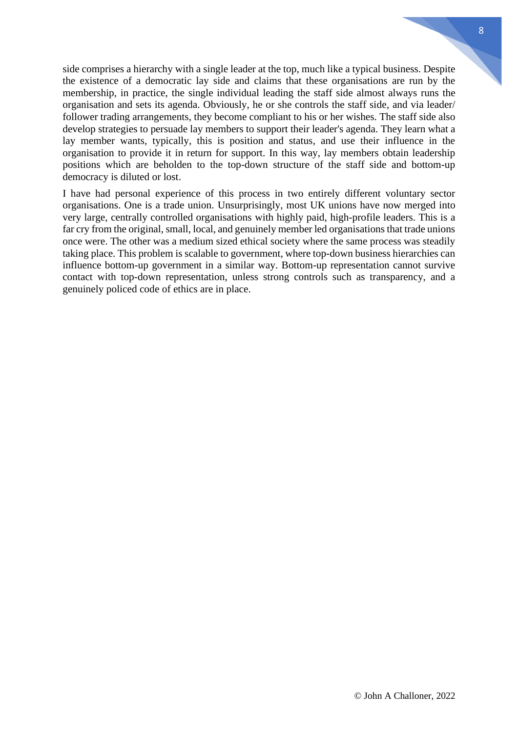side comprises a hierarchy with a single leader at the top, much like a typical business. Despite the existence of a democratic lay side and claims that these organisations are run by the membership, in practice, the single individual leading the staff side almost always runs the organisation and sets its agenda. Obviously, he or she controls the staff side, and via leader/ follower trading arrangements, they become compliant to his or her wishes. The staff side also develop strategies to persuade lay members to support their leader's agenda. They learn what a lay member wants, typically, this is position and status, and use their influence in the organisation to provide it in return for support. In this way, lay members obtain leadership positions which are beholden to the top-down structure of the staff side and bottom-up democracy is diluted or lost.

I have had personal experience of this process in two entirely different voluntary sector organisations. One is a trade union. Unsurprisingly, most UK unions have now merged into very large, centrally controlled organisations with highly paid, high-profile leaders. This is a far cry from the original, small, local, and genuinely member led organisations that trade unions once were. The other was a medium sized ethical society where the same process was steadily taking place. This problem is scalable to government, where top-down business hierarchies can influence bottom-up government in a similar way. Bottom-up representation cannot survive contact with top-down representation, unless strong controls such as transparency, and a genuinely policed code of ethics are in place.

© John A Challoner, 2022